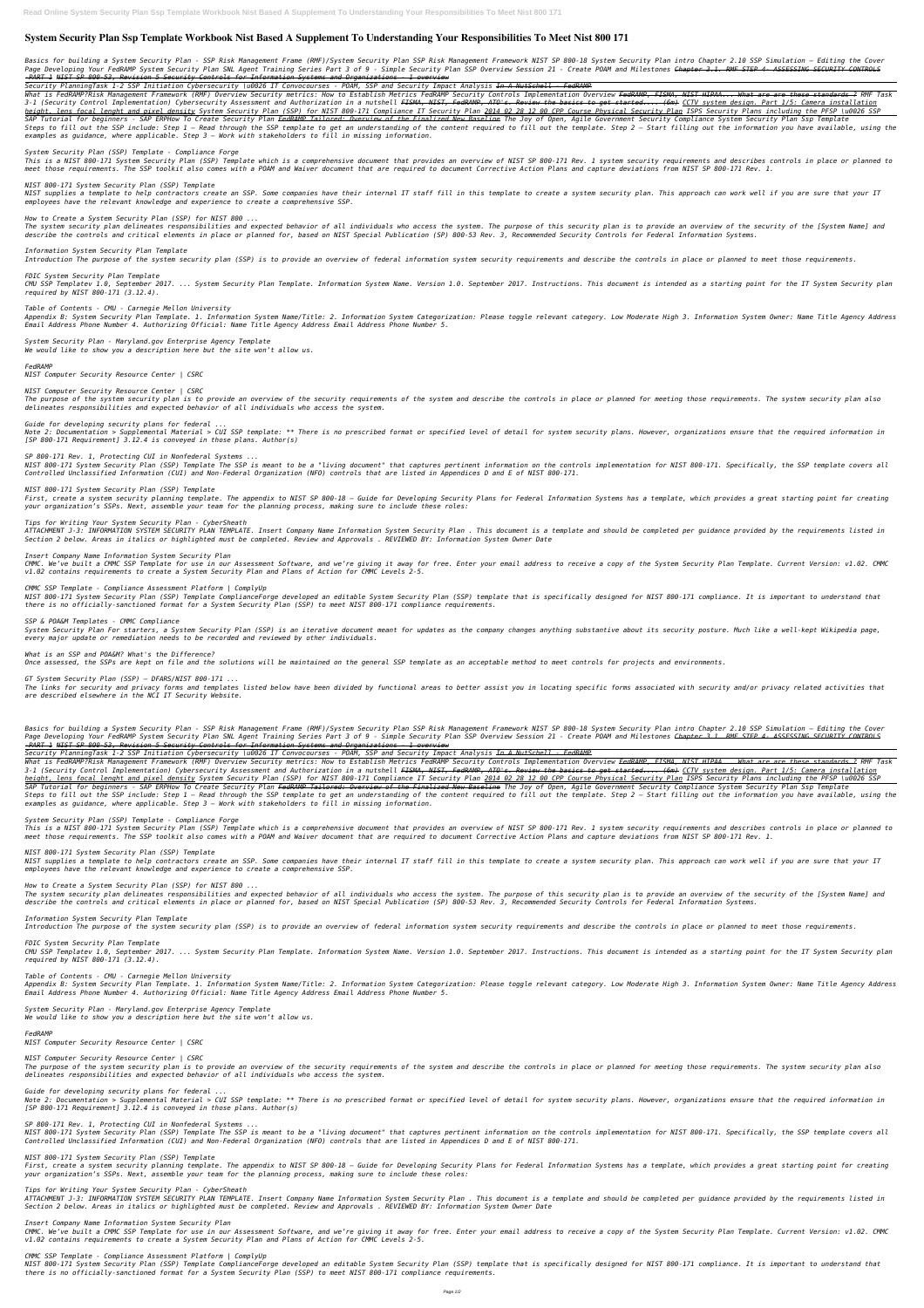# System Security Plan Ssp Template Workbook Nist Based A Supplement To Understanding Your Responsibilities To Meet Nist 800 171

*Basics for building a System Security Plan - SSP Risk Management Frame (RMF)/System Security Plan SSP Risk Management Framework NIST SP 800-18 System Security Plan intro Chapter 2.10 SSP Simulation – Editing the Cover Page Developing Your FedRAMP System Security Plan SNL Agent Training Series Part 3 of 9 - Simple Security Plan SSP Overview Session 21 - Create POAM and Milestones Chapter 3.1. RMF STEP 4- ASSESSING SECURITY CONTROLS -PART 1 NIST SP 800-53, Revision 5 Security Controls for Information Systems and Organizations - 1 overview*

*Security PlanningTask 1-2 SSP Initiation Cybersecurity \u0026 IT Convocourses - POAM, SSP and Security Impact Analysis In A NutShell - FedRAMP*

*What is FedRAMP?Risk Management Framework (RMF) Overview Security metrics: How to Establish Metrics FedRAMP Security Controls Implementation Overview FedRAMP, FISMA, NIST HIPAA... What are are these standards ? RMF Task 3-1 (Security Control Implementation) Cybersecurity Assessment and Authorization in a nutshell FISMA, NIST, FedRAMP, ATO's. Review the basics to get started.... (6m) CCTV system design. Part 1/5: Camera installation height, lens focal lenght and pixel density System Security Plan (SSP) for NIST 800-171 Compliance IT Security Plan 2014 02 28 12 00 CPP Course Physical Security Plan ISPS Security Plans including the PFSP \u0026 SSP*

*SAP Tutorial for beginners - SAP ERPHow To Create Security Plan FedRAMP Tailored: Overview of the Finalized New Baseline The Joy of Open, Agile Government Security Compliance System Security Plan Ssp Template*
*Steps to fill out the SSP include: Step 1 – Read through the SSP template to get an understanding of the content required to fill out the template. Step 2 – Start filling out the information you have available, using the examples as guidance, where applicable. Step 3 – Work with stakeholders to fill in missing information.*

*System Security Plan (SSP) Template - Compliance Forge*
*This is a NIST 800-171 System Security Plan (SSP) Template which is a comprehensive document that provides an overview of NIST SP 800-171 Rev. 1 system security requirements and describes controls in place or planned to meet those requirements. The SSP toolkit also comes with a POAM and Waiver document that are required to document Corrective Action Plans and capture deviations from NIST SP 800-171 Rev. 1.*

*NIST 800-171 System Security Plan (SSP) Template*
*NIST supplies a template to help contractors create an SSP. Some companies have their internal IT staff fill in this template to create a system security plan. This approach can work well if you are sure that your IT employees have the relevant knowledge and experience to create a comprehensive SSP.*

*How to Create a System Security Plan (SSP) for NIST 800 ...*
*The system security plan delineates responsibilities and expected behavior of all individuals who access the system. The purpose of this security plan is to provide an overview of the security of the [System Name] and describe the controls and critical elements in place or planned for, based on NIST Special Publication (SP) 800-53 Rev. 3, Recommended Security Controls for Federal Information Systems.*

*Information System Security Plan Template*
*Introduction The purpose of the system security plan (SSP) is to provide an overview of federal information system security requirements and describe the controls in place or planned to meet those requirements.*

*FDIC System Security Plan Template*
*CMU SSP Templatev 1.0, September 2017. ... System Security Plan Template. Information System Name. Version 1.0. September 2017. Instructions. This document is intended as a starting point for the IT System Security plan required by NIST 800-171 (3.12.4).*

*Table of Contents - CMU - Carnegie Mellon University*
*Appendix B: System Security Plan Template. 1. Information System Name/Title: 2. Information System Categorization: Please toggle relevant category. Low Moderate High 3. Information System Owner: Name Title Agency Address Email Address Phone Number 4. Authorizing Official: Name Title Agency Address Email Address Phone Number 5.*

*System Security Plan - Maryland.gov Enterprise Agency Template*
*We would like to show you a description here but the site won't allow us.*

*FedRAMP*
*NIST Computer Security Resource Center | CSRC*

*NIST Computer Security Resource Center | CSRC*
*The purpose of the system security plan is to provide an overview of the security requirements of the system and describe the controls in place or planned for meeting those requirements. The system security plan also delineates responsibilities and expected behavior of all individuals who access the system.*

*Guide for developing security plans for federal ...*
*Note 2: Documentation > Supplemental Material > CUI SSP template: ** There is no prescribed format or specified level of detail for system security plans. However, organizations ensure that the required information in [SP 800-171 Requirement] 3.12.4 is conveyed in those plans. Author(s)*

*SP 800-171 Rev. 1, Protecting CUI in Nonfederal Systems ...*
*NIST 800-171 System Security Plan (SSP) Template The SSP is meant to be a "living document" that captures pertinent information on the controls implementation for NIST 800-171. Specifically, the SSP template covers all Controlled Unclassified Information (CUI) and Non-Federal Organization (NFO) controls that are listed in Appendices D and E of NIST 800-171.*

*NIST 800-171 System Security Plan (SSP) Template*
*First, create a system security planning template. The appendix to NIST SP 800-18 – Guide for Developing Security Plans for Federal Information Systems has a template, which provides a great starting point for creating your organization's SSPs. Next, assemble your team for the planning process, making sure to include these roles:*

*Tips for Writing Your System Security Plan - CyberSheath*
*ATTACHMENT J-3: INFORMATION SYSTEM SECURITY PLAN TEMPLATE. Insert Company Name Information System Security Plan . This document is a template and should be completed per guidance provided by the requirements listed in Section 2 below. Areas in italics or highlighted must be completed. Review and Approvals . REVIEWED BY: Information System Owner Date*

*Insert Company Name Information System Security Plan*
*CMMC. We've built a CMMC SSP Template for use in our Assessment Software, and we're giving it away for free. Enter your email address to receive a copy of the System Security Plan Template. Current Version: v1.02. CMMC v1.02 contains requirements to create a System Security Plan and Plans of Action for CMMC Levels 2-5.*

*CMMC SSP Template - Compliance Assessment Platform | ComplyUp*
*NIST 800-171 System Security Plan (SSP) Template ComplianceForge developed an editable System Security Plan (SSP) template that is specifically designed for NIST 800-171 compliance. It is important to understand that there is no officially-sanctioned format for a System Security Plan (SSP) to meet NIST 800-171 compliance requirements.*

*SSP & POA&M Templates - CMMC Compliance*
*System Security Plan For starters, a System Security Plan (SSP) is an iterative document meant for updates as the company changes anything substantive about its security posture. Much like a well-kept Wikipedia page, every major update or remediation needs to be recorded and reviewed by other individuals.*

*What is an SSP and POA&M? What's the Difference?*
*Once assessed, the SSPs are kept on file and the solutions will be maintained on the general SSP template as an acceptable method to meet controls for projects and environments.*

*GT System Security Plan (SSP) – DFARS/NIST 800-171 ...*
*The links for security and privacy forms and templates listed below have been divided by functional areas to better assist you in locating specific forms associated with security and/or privacy related activities that are described elsewhere in the NCI IT Security Website.*

*Basics for building a System Security Plan - SSP Risk Management Frame (RMF)/System Security Plan SSP Risk Management Framework NIST SP 800-18 System Security Plan intro Chapter 2.10 SSP Simulation – Editing the Cover Page Developing Your FedRAMP System Security Plan SNL Agent Training Series Part 3 of 9 - Simple Security Plan SSP Overview Session 21 - Create POAM and Milestones Chapter 3.1. RMF STEP 4- ASSESSING SECURITY CONTROLS -PART 1 NIST SP 800-53, Revision 5 Security Controls for Information Systems and Organizations - 1 overview*

*Security PlanningTask 1-2 SSP Initiation Cybersecurity \u0026 IT Convocourses - POAM, SSP and Security Impact Analysis In A NutShell - FedRAMP*

*What is FedRAMP?Risk Management Framework (RMF) Overview Security metrics: How to Establish Metrics FedRAMP Security Controls Implementation Overview FedRAMP, FISMA, NIST HIPAA... What are are these standards ? RMF Task 3-1 (Security Control Implementation) Cybersecurity Assessment and Authorization in a nutshell FISMA, NIST, FedRAMP, ATO's. Review the basics to get started.... (6m) CCTV system design. Part 1/5: Camera installation height, lens focal lenght and pixel density System Security Plan (SSP) for NIST 800-171 Compliance IT Security Plan 2014 02 28 12 00 CPP Course Physical Security Plan ISPS Security Plans including the PFSP \u0026 SSP*

*SAP Tutorial for beginners - SAP ERPHow To Create Security Plan FedRAMP Tailored: Overview of the Finalized New Baseline The Joy of Open, Agile Government Security Compliance System Security Plan Ssp Template*
*Steps to fill out the SSP include: Step 1 – Read through the SSP template to get an understanding of the content required to fill out the template. Step 2 – Start filling out the information you have available, using the examples as guidance, where applicable. Step 3 – Work with stakeholders to fill in missing information.*

*System Security Plan (SSP) Template - Compliance Forge*
*This is a NIST 800-171 System Security Plan (SSP) Template which is a comprehensive document that provides an overview of NIST SP 800-171 Rev. 1 system security requirements and describes controls in place or planned to meet those requirements. The SSP toolkit also comes with a POAM and Waiver document that are required to document Corrective Action Plans and capture deviations from NIST SP 800-171 Rev. 1.*

*NIST 800-171 System Security Plan (SSP) Template*
*NIST supplies a template to help contractors create an SSP. Some companies have their internal IT staff fill in this template to create a system security plan. This approach can work well if you are sure that your IT employees have the relevant knowledge and experience to create a comprehensive SSP.*

*How to Create a System Security Plan (SSP) for NIST 800 ...*
*The system security plan delineates responsibilities and expected behavior of all individuals who access the system. The purpose of this security plan is to provide an overview of the security of the [System Name] and describe the controls and critical elements in place or planned for, based on NIST Special Publication (SP) 800-53 Rev. 3, Recommended Security Controls for Federal Information Systems.*

*Information System Security Plan Template*
*Introduction The purpose of the system security plan (SSP) is to provide an overview of federal information system security requirements and describe the controls in place or planned to meet those requirements.*

*FDIC System Security Plan Template*
*CMU SSP Templatev 1.0, September 2017. ... System Security Plan Template. Information System Name. Version 1.0. September 2017. Instructions. This document is intended as a starting point for the IT System Security plan required by NIST 800-171 (3.12.4).*

*Table of Contents - CMU - Carnegie Mellon University*
*Appendix B: System Security Plan Template. 1. Information System Name/Title: 2. Information System Categorization: Please toggle relevant category. Low Moderate High 3. Information System Owner: Name Title Agency Address Email Address Phone Number 4. Authorizing Official: Name Title Agency Address Email Address Phone Number 5.*

*System Security Plan - Maryland.gov Enterprise Agency Template*
*We would like to show you a description here but the site won't allow us.*

*FedRAMP*
*NIST Computer Security Resource Center | CSRC*

*NIST Computer Security Resource Center | CSRC*
*The purpose of the system security plan is to provide an overview of the security requirements of the system and describe the controls in place or planned for meeting those requirements. The system security plan also delineates responsibilities and expected behavior of all individuals who access the system.*

*Guide for developing security plans for federal ...*
*Note 2: Documentation > Supplemental Material > CUI SSP template: ** There is no prescribed format or specified level of detail for system security plans. However, organizations ensure that the required information in [SP 800-171 Requirement] 3.12.4 is conveyed in those plans. Author(s)*

*SP 800-171 Rev. 1, Protecting CUI in Nonfederal Systems ...*
*NIST 800-171 System Security Plan (SSP) Template The SSP is meant to be a "living document" that captures pertinent information on the controls implementation for NIST 800-171. Specifically, the SSP template covers all Controlled Unclassified Information (CUI) and Non-Federal Organization (NFO) controls that are listed in Appendices D and E of NIST 800-171.*

*NIST 800-171 System Security Plan (SSP) Template*
*First, create a system security planning template. The appendix to NIST SP 800-18 – Guide for Developing Security Plans for Federal Information Systems has a template, which provides a great starting point for creating your organization's SSPs. Next, assemble your team for the planning process, making sure to include these roles:*

*Tips for Writing Your System Security Plan - CyberSheath*
*ATTACHMENT J-3: INFORMATION SYSTEM SECURITY PLAN TEMPLATE. Insert Company Name Information System Security Plan . This document is a template and should be completed per guidance provided by the requirements listed in Section 2 below. Areas in italics or highlighted must be completed. Review and Approvals . REVIEWED BY: Information System Owner Date*

*Insert Company Name Information System Security Plan*
*CMMC. We've built a CMMC SSP Template for use in our Assessment Software, and we're giving it away for free. Enter your email address to receive a copy of the System Security Plan Template. Current Version: v1.02. CMMC v1.02 contains requirements to create a System Security Plan and Plans of Action for CMMC Levels 2-5.*

*CMMC SSP Template - Compliance Assessment Platform | ComplyUp*
*NIST 800-171 System Security Plan (SSP) Template ComplianceForge developed an editable System Security Plan (SSP) template that is specifically designed for NIST 800-171 compliance. It is important to understand that there is no officially-sanctioned format for a System Security Plan (SSP) to meet NIST 800-171 compliance requirements.*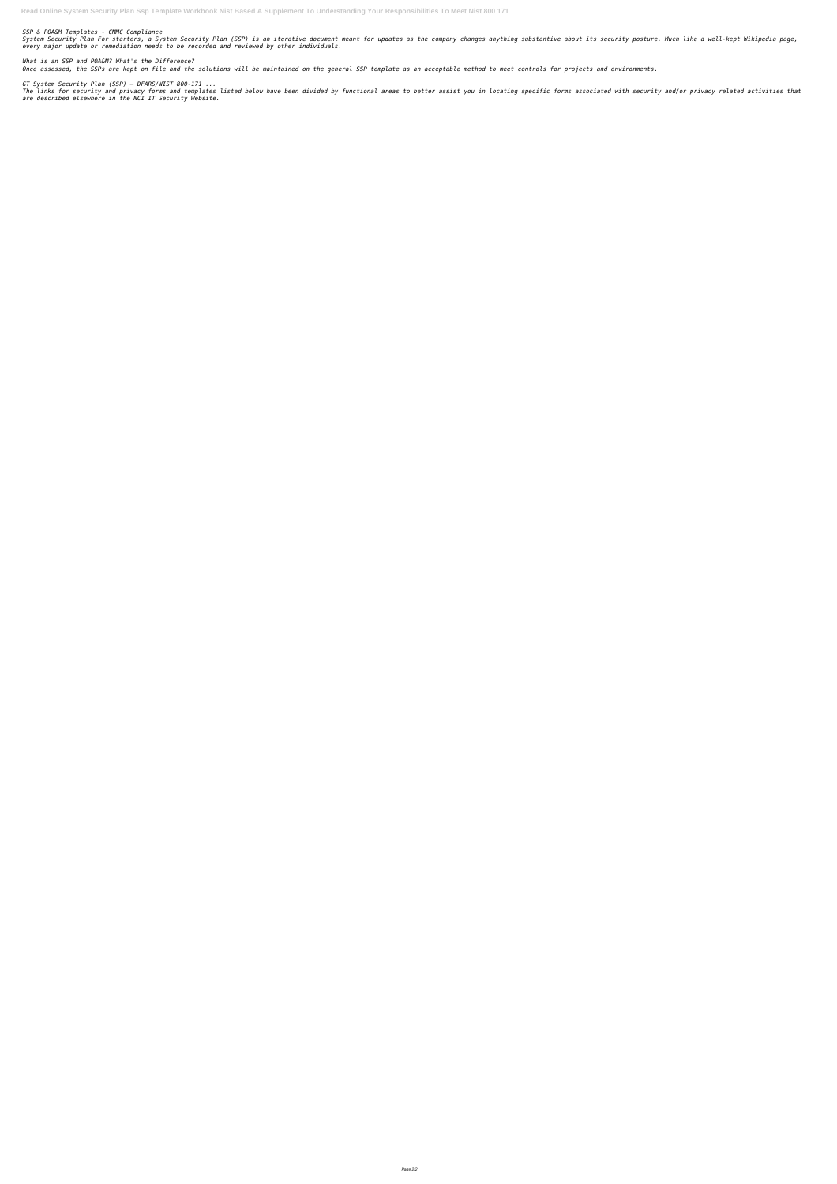*SSP & POA&M Templates - CMMC Compliance*

*System Security Plan For starters, a System Security Plan (SSP) is an iterative document meant for updates as the company changes anything substantive about its security posture. Much like a well-kept Wikipedia page, every major update or remediation needs to be recorded and reviewed by other individuals.*

*What is an SSP and POA&M? What's the Difference?*

*Once assessed, the SSPs are kept on file and the solutions will be maintained on the general SSP template as an acceptable method to meet controls for projects and environments.*

*GT System Security Plan (SSP) – DFARS/NIST 800-171 ...*

*The links for security and privacy forms and templates listed below have been divided by functional areas to better assist you in locating specific forms associated with security and/or privacy related activities that are described elsewhere in the NCI IT Security Website.*